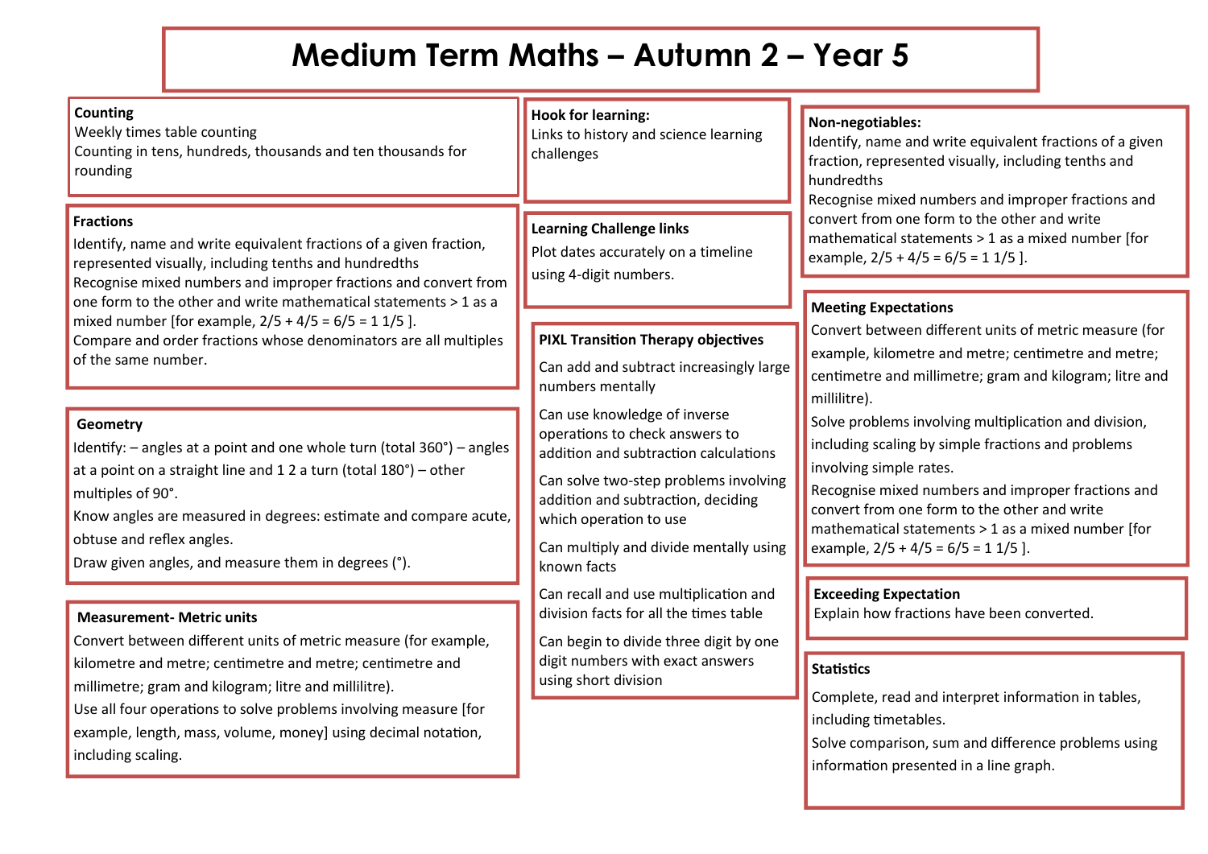# Medium Term Maths – Autumn 2 – Year 5

## Counting

Weekly times table counting

Counting in tens, hundreds, thousands and ten thousands for rounding

## Fractions

Identify, name and write equivalent fractions of a given fraction, represented visually, including tenths and hundredths

Recognise mixed numbers and improper fractions and convert from one form to the other and write mathematical statements > 1 as a mixed number [for example, $2/5 + 4/5 = 6/5 = 1\ 1/5$ ].

Compare and order fractions whose denominators are all multiples of the same number.

## Geometry

Identify: – angles at a point and one whole turn (total 360°) – angles at a point on a straight line and 1 2 a turn (total 180°) – other multiples of 90°.

Know angles are measured in degrees: estimate and compare acute, obtuse and reflex angles.

Draw given angles, and measure them in degrees (°).

## Measurement- Metric units

Convert between different units of metric measure (for example, kilometre and metre; centimetre and metre; centimetre and millimetre; gram and kilogram; litre and millilitre).

Use all four operations to solve problems involving measure [for example, length, mass, volume, money] using decimal notation, including scaling.

## Hook for learning:

Links to history and science learning challenges

## Learning Challenge links

Plot dates accurately on a timeline using 4-digit numbers.

## PIXL Transition Therapy objectives

Can add and subtract increasingly large numbers mentally

Can use knowledge of inverse operations to check answers to addition and subtraction calculations

Can solve two-step problems involving addition and subtraction, deciding which operation to use

Can multiply and divide mentally using known facts

Can recall and use multiplication and division facts for all the times table

Can begin to divide three digit by one digit numbers with exact answers using short division

## Non-negotiables:

Identify, name and write equivalent fractions of a given fraction, represented visually, including tenths and hundredths

Recognise mixed numbers and improper fractions and convert from one form to the other and write mathematical statements > 1 as a mixed number [for example, $2/5 + 4/5 = 6/5 = 1\ 1/5$ ].

## Meeting Expectations

Convert between different units of metric measure (for example, kilometre and metre; centimetre and metre; centimetre and millimetre; gram and kilogram; litre and millilitre).

Solve problems involving multiplication and division, including scaling by simple fractions and problems involving simple rates.

Recognise mixed numbers and improper fractions and convert from one form to the other and write mathematical statements > 1 as a mixed number [for example, $2/5 + 4/5 = 6/5 = 1\ 1/5$ ].

## Exceeding Expectation

Explain how fractions have been converted.

## Statistics

Complete, read and interpret information in tables, including timetables.

Solve comparison, sum and difference problems using information presented in a line graph.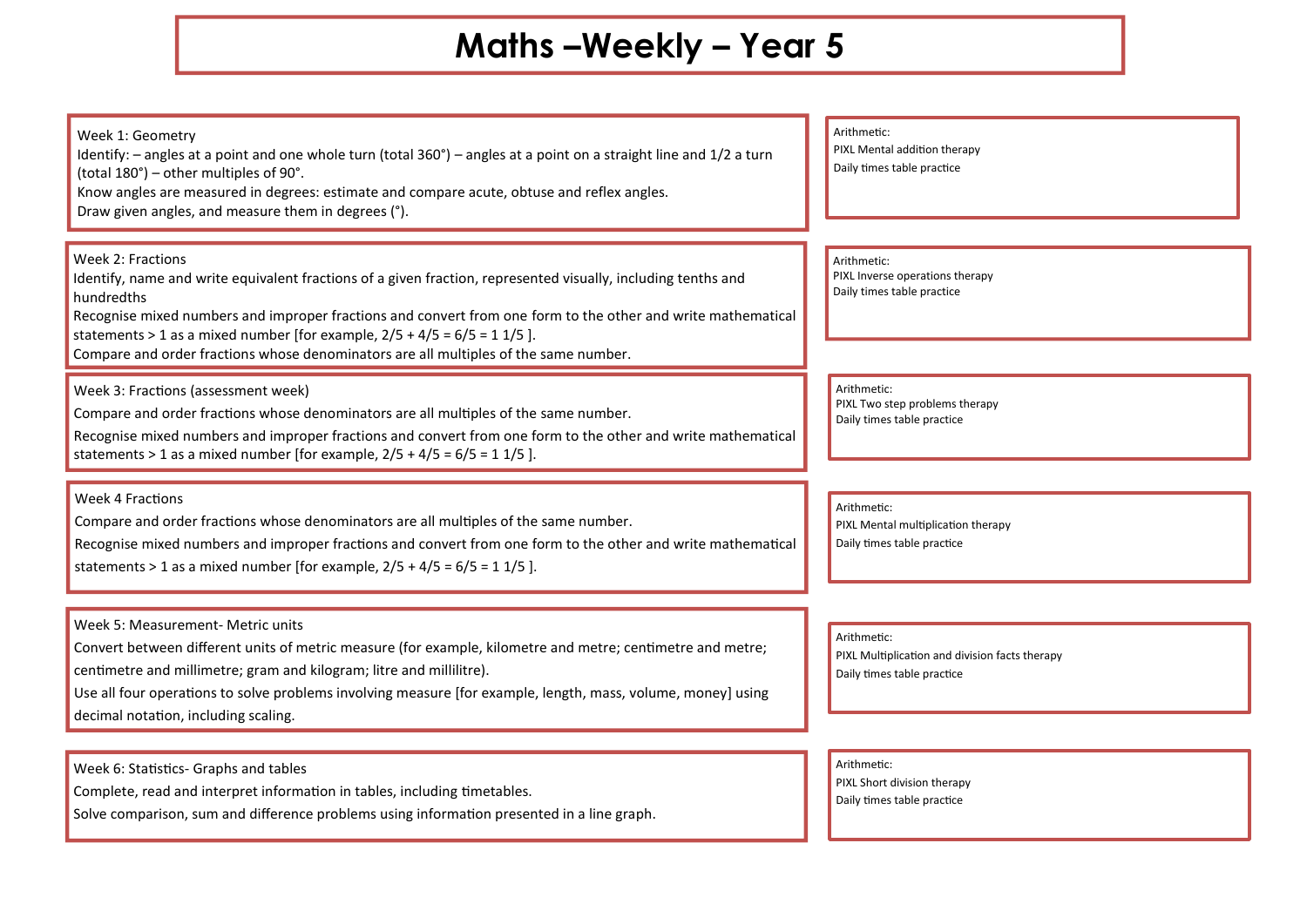# Maths –Weekly – Year 5

Week 1: Geometry

Identify: – angles at a point and one whole turn (total 360°) – angles at a point on a straight line and 1/2 a turn (total 180°) – other multiples of 90°.

Know angles are measured in degrees: estimate and compare acute, obtuse and reflex angles.

Draw given angles, and measure them in degrees (°).

Arithmetic:
PIXL Mental addition therapy
Daily times table practice

Week 2: Fractions

Identify, name and write equivalent fractions of a given fraction, represented visually, including tenths and hundredths

Recognise mixed numbers and improper fractions and convert from one form to the other and write mathematical statements > 1 as a mixed number [for example, 2/5 + 4/5 = 6/5 = 1 1/5 ].

Compare and order fractions whose denominators are all multiples of the same number.

Arithmetic:
PIXL Inverse operations therapy
Daily times table practice

Week 3: Fractions (assessment week)

Compare and order fractions whose denominators are all multiples of the same number.

Recognise mixed numbers and improper fractions and convert from one form to the other and write mathematical statements > 1 as a mixed number [for example, 2/5 + 4/5 = 6/5 = 1 1/5 ].

Arithmetic:
PIXL Two step problems therapy
Daily times table practice

Week 4 Fractions

Compare and order fractions whose denominators are all multiples of the same number.

Recognise mixed numbers and improper fractions and convert from one form to the other and write mathematical statements > 1 as a mixed number [for example, 2/5 + 4/5 = 6/5 = 1 1/5 ].

Arithmetic:
PIXL Mental multiplication therapy
Daily times table practice

Week 5: Measurement- Metric units

Convert between different units of metric measure (for example, kilometre and metre; centimetre and metre; centimetre and millimetre; gram and kilogram; litre and millilitre).

Use all four operations to solve problems involving measure [for example, length, mass, volume, money] using decimal notation, including scaling.

Arithmetic:
PIXL Multiplication and division facts therapy
Daily times table practice

Week 6: Statistics- Graphs and tables

Complete, read and interpret information in tables, including timetables.

Solve comparison, sum and difference problems using information presented in a line graph.

Arithmetic:
PIXL Short division therapy
Daily times table practice